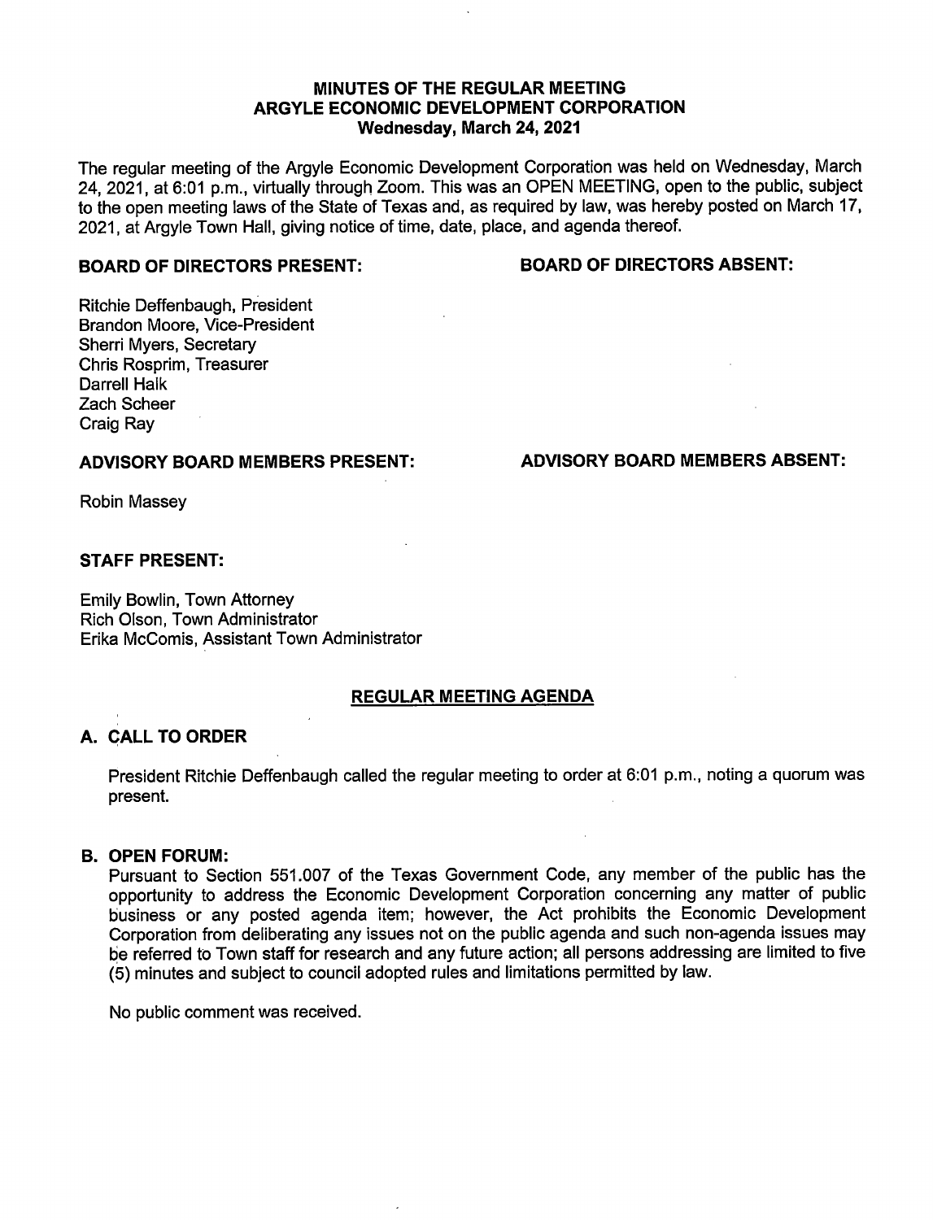# MINUTES OF THE REGULAR MEETING
# ARGYLE ECONOMIC DEVELOPMENT CORPORATION
## Wednesday, March 24, 2021

The regular meeting of the Argyle Economic Development Corporation was held on Wednesday, March 24, 2021, at 6:01 p.m., virtually through Zoom. This was an OPEN MEETING, open to the public, subject to the open meeting laws of the State of Texas and, as required by law, was hereby posted on March 17, 2021, at Argyle Town Hall, giving notice of time, date, place, and agenda thereof.

| **BOARD OF DIRECTORS PRESENT:** | **BOARD OF DIRECTORS ABSENT:** |
|---|---|
| Ritchie Deffenbaugh, President | |
| Brandon Moore, Vice-President | |
| Sherri Myers, Secretary | |
| Chris Rosprim, Treasurer | |
| Darrell Halk | |
| Zach Scheer | |
| Craig Ray | |

| **ADVISORY BOARD MEMBERS PRESENT:** | **ADVISORY BOARD MEMBERS ABSENT:** |
|---|---|
| Robin Massey | |

**STAFF PRESENT:**

Emily Bowlin, Town Attorney
Rich Olson, Town Administrator
Erika McComis, Assistant Town Administrator

## REGULAR MEETING AGENDA

### A. CALL TO ORDER

President Ritchie Deffenbaugh called the regular meeting to order at 6:01 p.m., noting a quorum was present.

### B. OPEN FORUM:

Pursuant to Section 551.007 of the Texas Government Code, any member of the public has the opportunity to address the Economic Development Corporation concerning any matter of public business or any posted agenda item; however, the Act prohibits the Economic Development Corporation from deliberating any issues not on the public agenda and such non-agenda issues may be referred to Town staff for research and any future action; all persons addressing are limited to five (5) minutes and subject to council adopted rules and limitations permitted by law.

No public comment was received.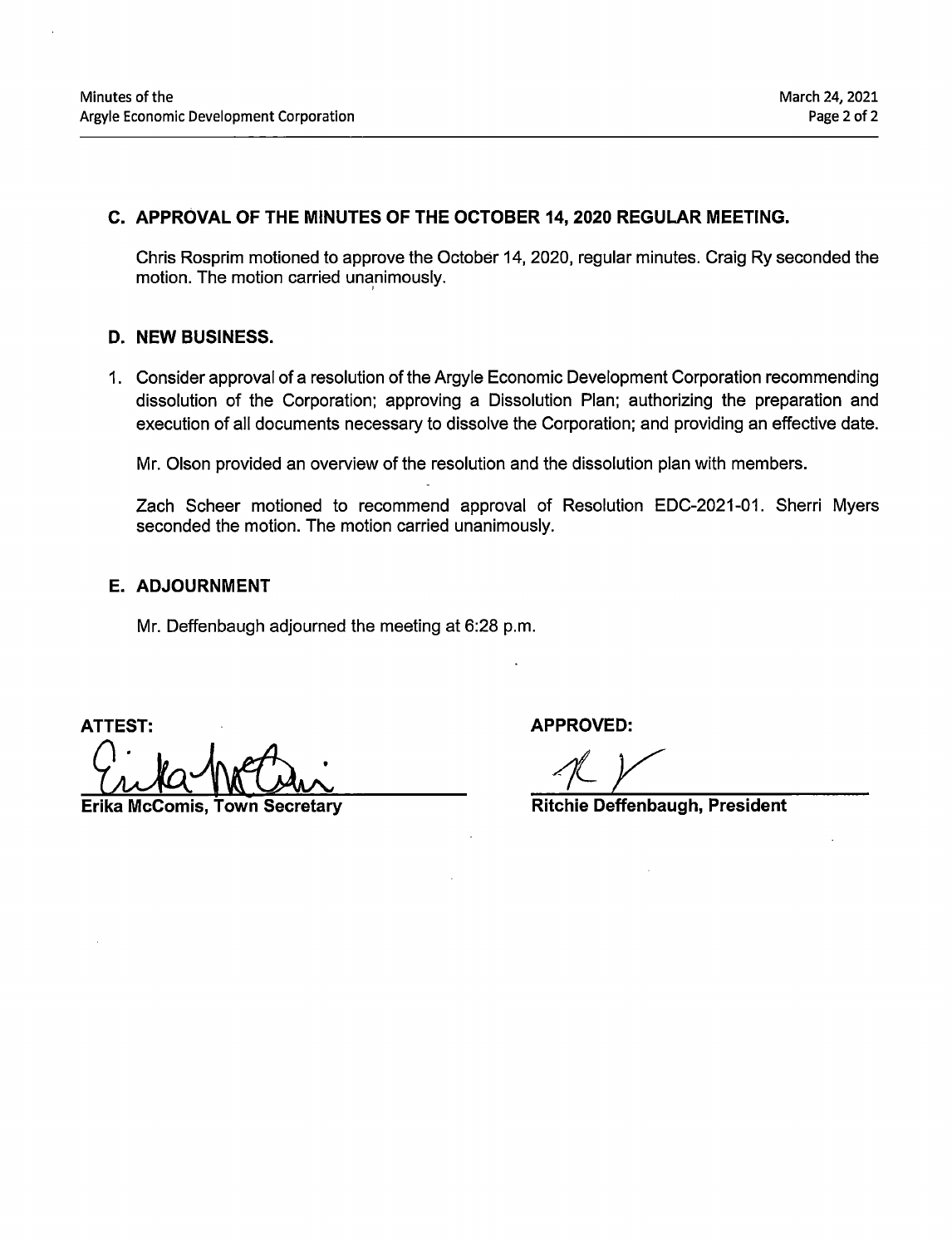## C. APPROVAL OF THE MINUTES OF THE OCTOBER 14, 2020 REGULAR MEETING.

Chris Rosprim motioned to approve the October 14, 2020, regular minutes. Craig Ry seconded the motion. The motion carried unanimously.

## D. NEW BUSINESS.

1. Consider approval of a resolution of the Argyle Economic Development Corporation recommending dissolution of the Corporation; approving a Dissolution Plan; authorizing the preparation and execution of all documents necessary to dissolve the Corporation; and providing an effective date.

   Mr. Olson provided an overview of the resolution and the dissolution plan with members.

   Zach Scheer motioned to recommend approval of Resolution EDC-2021-01. Sherri Myers seconded the motion. The motion carried unanimously.

## E. ADJOURNMENT

Mr. Deffenbaugh adjourned the meeting at 6:28 p.m.

**ATTEST:**

**Erika McComis, Town Secretary**

**APPROVED:**

**Ritchie Deffenbaugh, President**